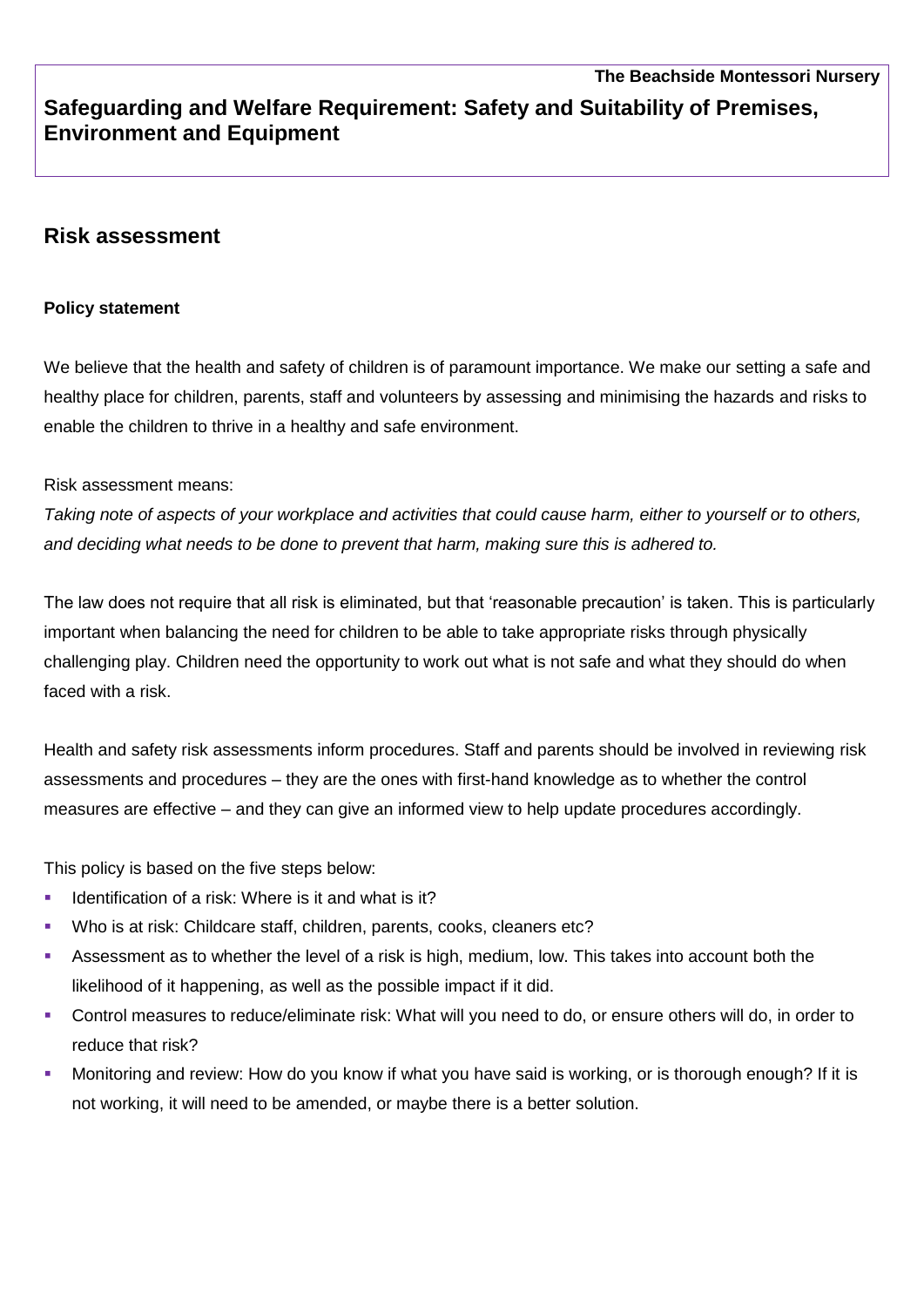**The Beachside Montessori Nursery**

# Safeguarding and Welfare Requirement: Safety and Suitability of Premises, Environment and Equipment

## Risk assessment

**Policy statement**

We believe that the health and safety of children is of paramount importance. We make our setting a safe and healthy place for children, parents, staff and volunteers by assessing and minimising the hazards and risks to enable the children to thrive in a healthy and safe environment.

Risk assessment means:
*Taking note of aspects of your workplace and activities that could cause harm, either to yourself or to others, and deciding what needs to be done to prevent that harm, making sure this is adhered to.*

The law does not require that all risk is eliminated, but that 'reasonable precaution' is taken. This is particularly important when balancing the need for children to be able to take appropriate risks through physically challenging play. Children need the opportunity to work out what is not safe and what they should do when faced with a risk.

Health and safety risk assessments inform procedures. Staff and parents should be involved in reviewing risk assessments and procedures – they are the ones with first-hand knowledge as to whether the control measures are effective – and they can give an informed view to help update procedures accordingly.

This policy is based on the five steps below:

- Identification of a risk: Where is it and what is it?
- Who is at risk: Childcare staff, children, parents, cooks, cleaners etc?
- Assessment as to whether the level of a risk is high, medium, low. This takes into account both the likelihood of it happening, as well as the possible impact if it did.
- Control measures to reduce/eliminate risk: What will you need to do, or ensure others will do, in order to reduce that risk?
- Monitoring and review: How do you know if what you have said is working, or is thorough enough? If it is not working, it will need to be amended, or maybe there is a better solution.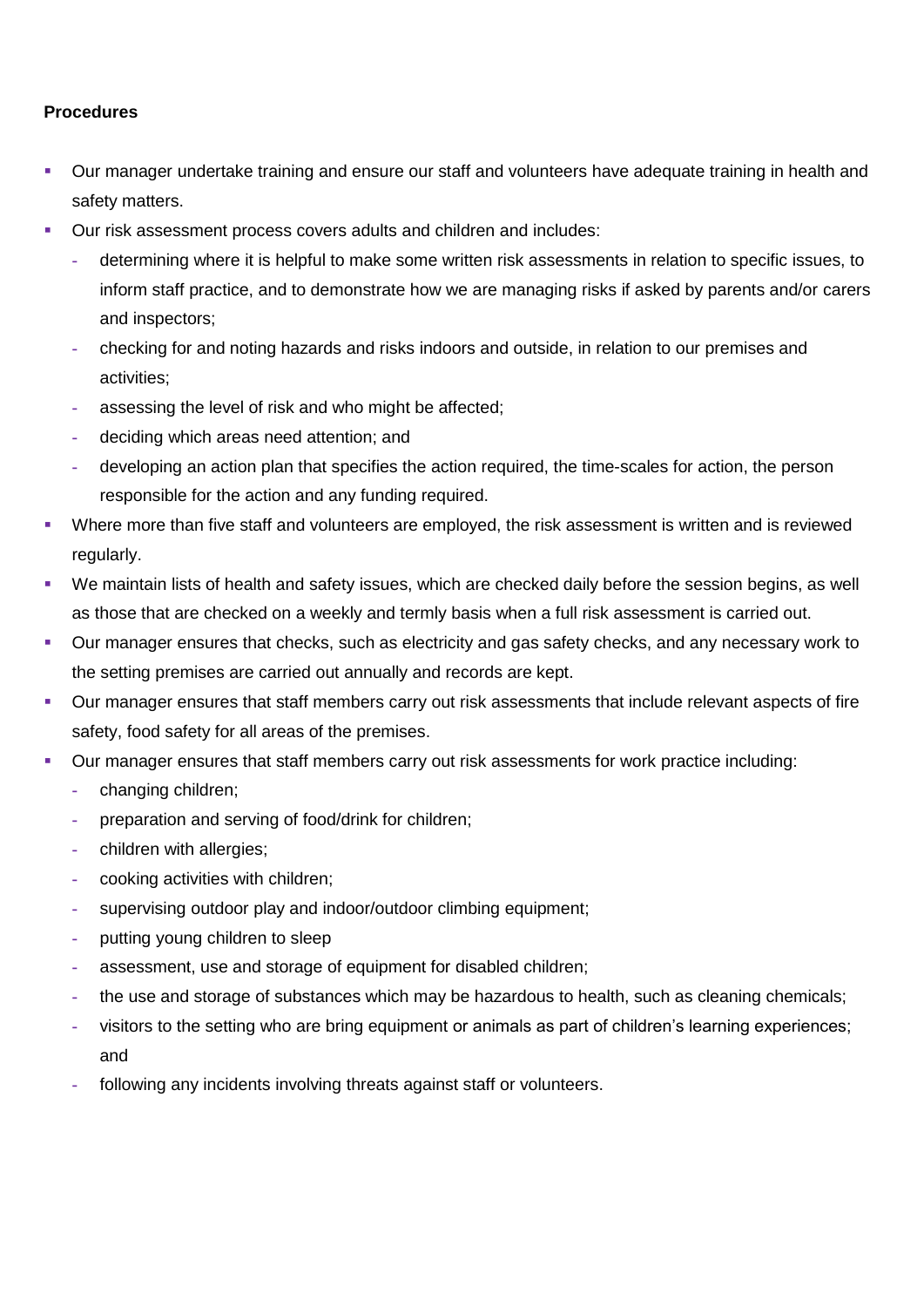**Procedures**

- Our manager undertake training and ensure our staff and volunteers have adequate training in health and safety matters.
- Our risk assessment process covers adults and children and includes:
  - determining where it is helpful to make some written risk assessments in relation to specific issues, to inform staff practice, and to demonstrate how we are managing risks if asked by parents and/or carers and inspectors;
  - checking for and noting hazards and risks indoors and outside, in relation to our premises and activities;
  - assessing the level of risk and who might be affected;
  - deciding which areas need attention; and
  - developing an action plan that specifies the action required, the time-scales for action, the person responsible for the action and any funding required.
- Where more than five staff and volunteers are employed, the risk assessment is written and is reviewed regularly.
- We maintain lists of health and safety issues, which are checked daily before the session begins, as well as those that are checked on a weekly and termly basis when a full risk assessment is carried out.
- Our manager ensures that checks, such as electricity and gas safety checks, and any necessary work to the setting premises are carried out annually and records are kept.
- Our manager ensures that staff members carry out risk assessments that include relevant aspects of fire safety, food safety for all areas of the premises.
- Our manager ensures that staff members carry out risk assessments for work practice including:
  - changing children;
  - preparation and serving of food/drink for children;
  - children with allergies;
  - cooking activities with children;
  - supervising outdoor play and indoor/outdoor climbing equipment;
  - putting young children to sleep
  - assessment, use and storage of equipment for disabled children;
  - the use and storage of substances which may be hazardous to health, such as cleaning chemicals;
  - visitors to the setting who are bring equipment or animals as part of children's learning experiences; and
  - following any incidents involving threats against staff or volunteers.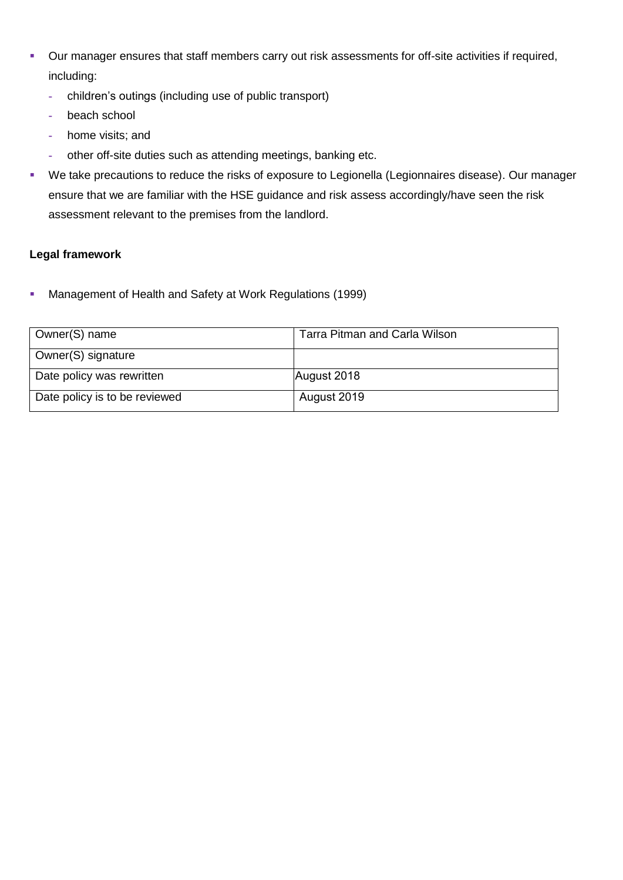- Our manager ensures that staff members carry out risk assessments for off-site activities if required, including:
  - children's outings (including use of public transport)
  - beach school
  - home visits; and
  - other off-site duties such as attending meetings, banking etc.
- We take precautions to reduce the risks of exposure to Legionella (Legionnaires disease). Our manager ensure that we are familiar with the HSE guidance and risk assess accordingly/have seen the risk assessment relevant to the premises from the landlord.

**Legal framework**

- Management of Health and Safety at Work Regulations (1999)

| | |
|---|---|
| Owner(S) name | Tarra Pitman and Carla Wilson |
| Owner(S) signature | |
| Date policy was rewritten | August 2018 |
| Date policy is to be reviewed | August 2019 |